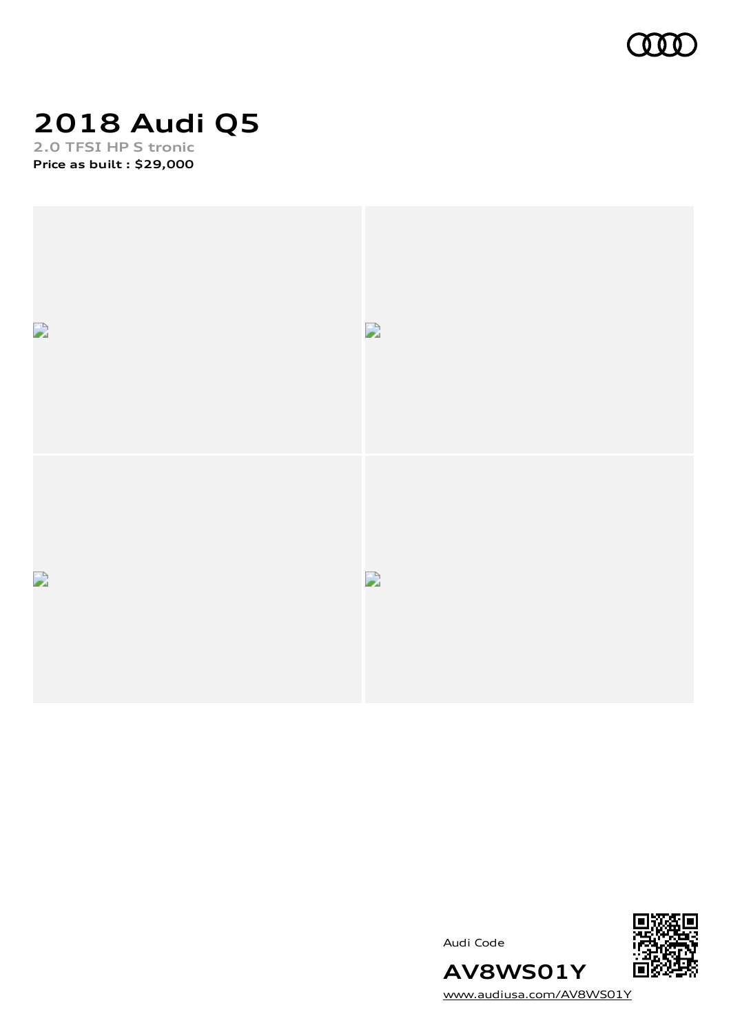# 2018 Audi Q5

**2.0 TFSI HP S tronic**

**Price as built : $29,000**

Audi Code

**AV8WS01Y**

[www.audiusa.com/AV8WS01Y](www.audiusa.com/AV8WS01Y)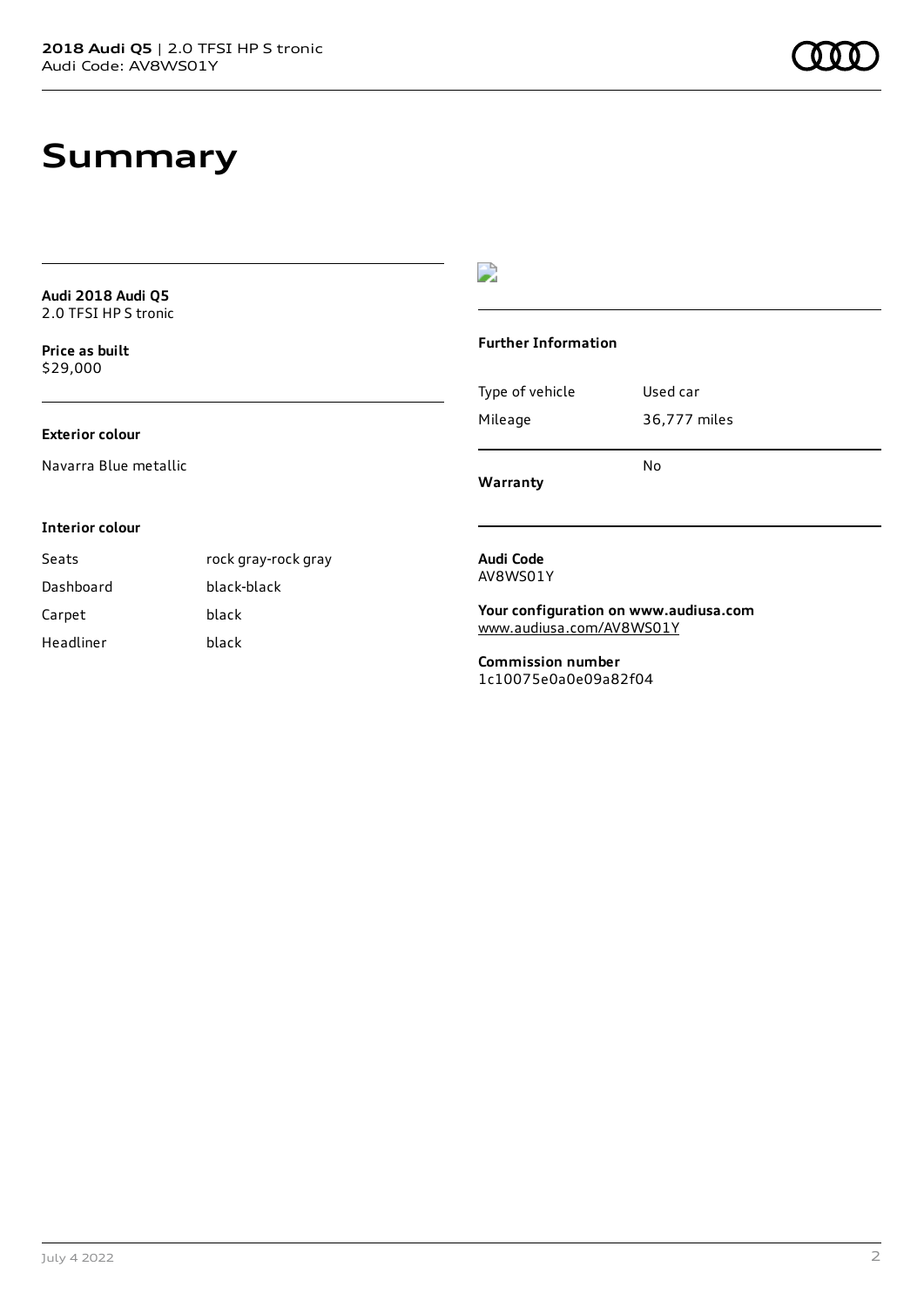# Summary

**Audi 2018 Audi Q5**
2.0 TFSI HP S tronic

**Price as built**
$29,000

**Exterior colour**

Navarra Blue metallic

**Interior colour**

| | |
|---|---|
| Seats | rock gray-rock gray |
| Dashboard | black-black |
| Carpet | black |
| Headliner | black |

**Further Information**

| | |
|---|---|
| Type of vehicle | Used car |
| Mileage | 36,777 miles |
| **Warranty** | No |

**Audi Code**
AV8WS01Y

**Your configuration on www.audiusa.com**
www.audiusa.com/AV8WS01Y

**Commission number**
1c10075e0a0e09a82f04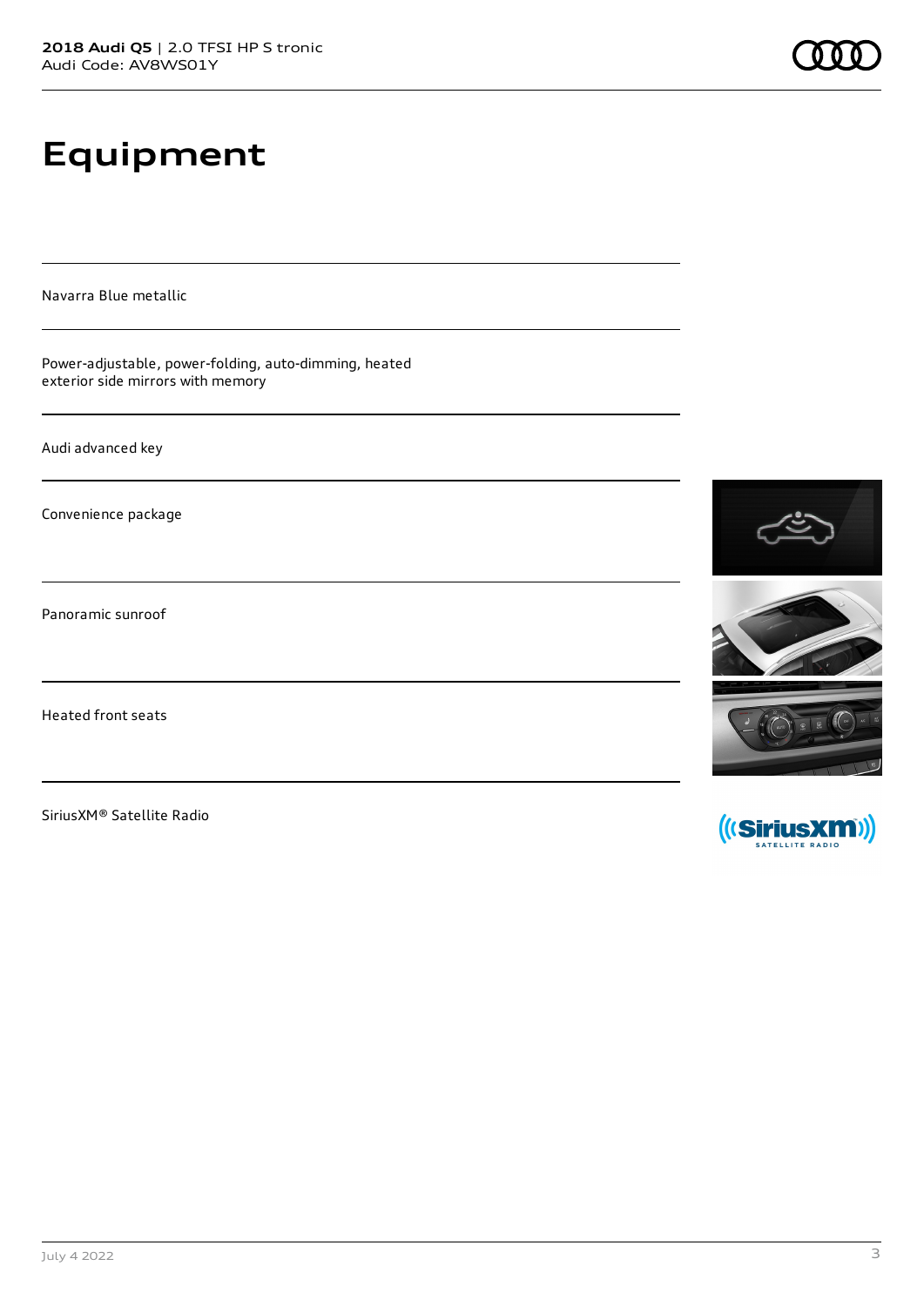# Equipment

Navarra Blue metallic

Power-adjustable, power-folding, auto-dimming, heated exterior side mirrors with memory

Audi advanced key

Convenience package

Panoramic sunroof

Heated front seats

SiriusXM® Satellite Radio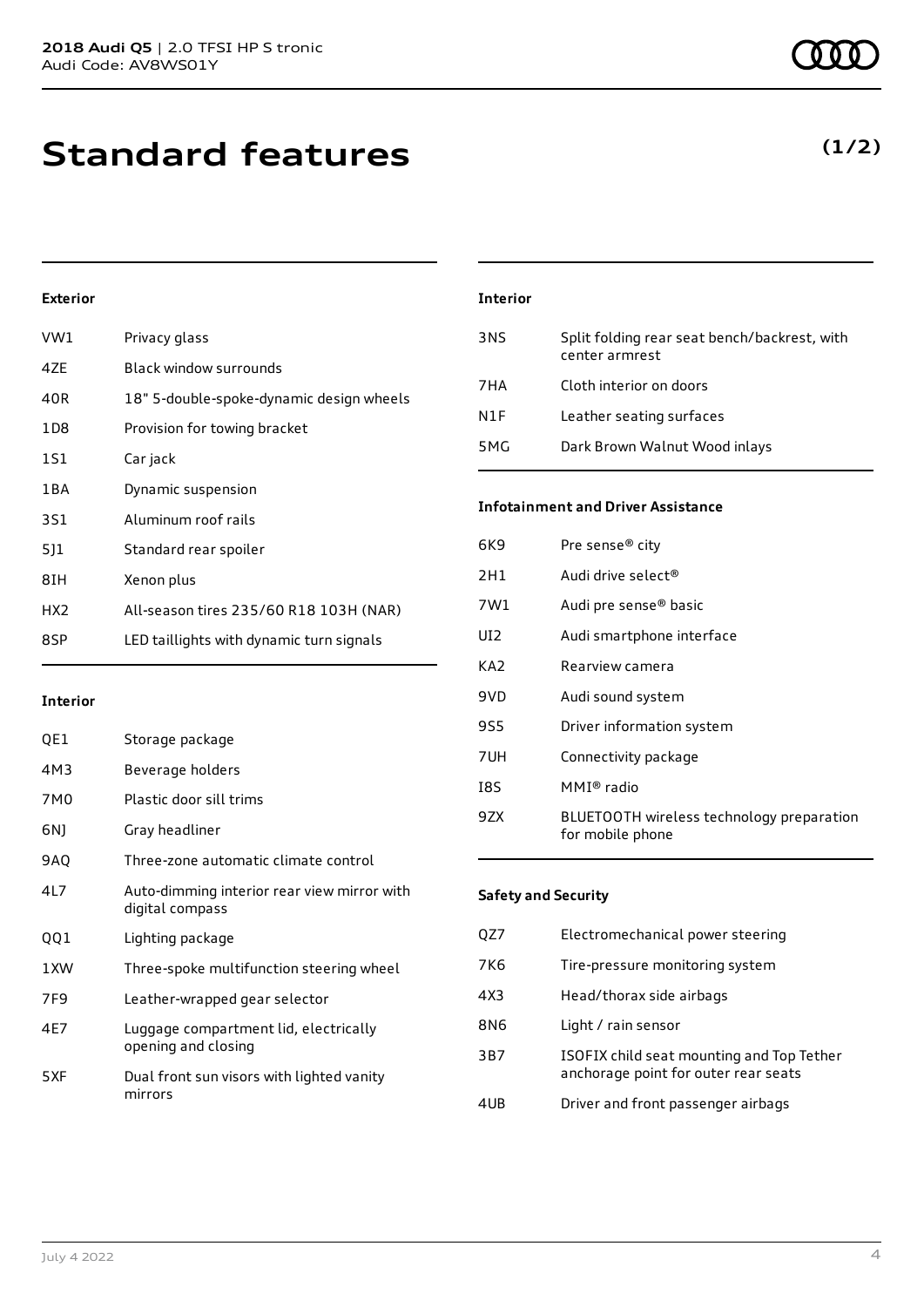# Standard features

**(1/2)**

### Exterior

| | |
|---|---|
| VW1 | Privacy glass |
| 4ZE | Black window surrounds |
| 40R | 18" 5-double-spoke-dynamic design wheels |
| 1D8 | Provision for towing bracket |
| 1S1 | Car jack |
| 1BA | Dynamic suspension |
| 3S1 | Aluminum roof rails |
| 5J1 | Standard rear spoiler |
| 8IH | Xenon plus |
| HX2 | All-season tires 235/60 R18 103H (NAR) |
| 8SP | LED taillights with dynamic turn signals |

### Interior

| | |
|---|---|
| QE1 | Storage package |
| 4M3 | Beverage holders |
| 7M0 | Plastic door sill trims |
| 6NJ | Gray headliner |
| 9AQ | Three-zone automatic climate control |
| 4L7 | Auto-dimming interior rear view mirror with digital compass |
| QQ1 | Lighting package |
| 1XW | Three-spoke multifunction steering wheel |
| 7F9 | Leather-wrapped gear selector |
| 4E7 | Luggage compartment lid, electrically opening and closing |
| 5XF | Dual front sun visors with lighted vanity mirrors |

### Interior

| | |
|---|---|
| 3NS | Split folding rear seat bench/backrest, with center armrest |
| 7HA | Cloth interior on doors |
| N1F | Leather seating surfaces |
| 5MG | Dark Brown Walnut Wood inlays |

### Infotainment and Driver Assistance

| | |
|---|---|
| 6K9 | Pre sense® city |
| 2H1 | Audi drive select® |
| 7W1 | Audi pre sense® basic |
| UI2 | Audi smartphone interface |
| KA2 | Rearview camera |
| 9VD | Audi sound system |
| 9S5 | Driver information system |
| 7UH | Connectivity package |
| I8S | MMI® radio |
| 9ZX | BLUETOOTH wireless technology preparation for mobile phone |

### Safety and Security

| | |
|---|---|
| QZ7 | Electromechanical power steering |
| 7K6 | Tire-pressure monitoring system |
| 4X3 | Head/thorax side airbags |
| 8N6 | Light / rain sensor |
| 3B7 | ISOFIX child seat mounting and Top Tether anchorage point for outer rear seats |
| 4UB | Driver and front passenger airbags |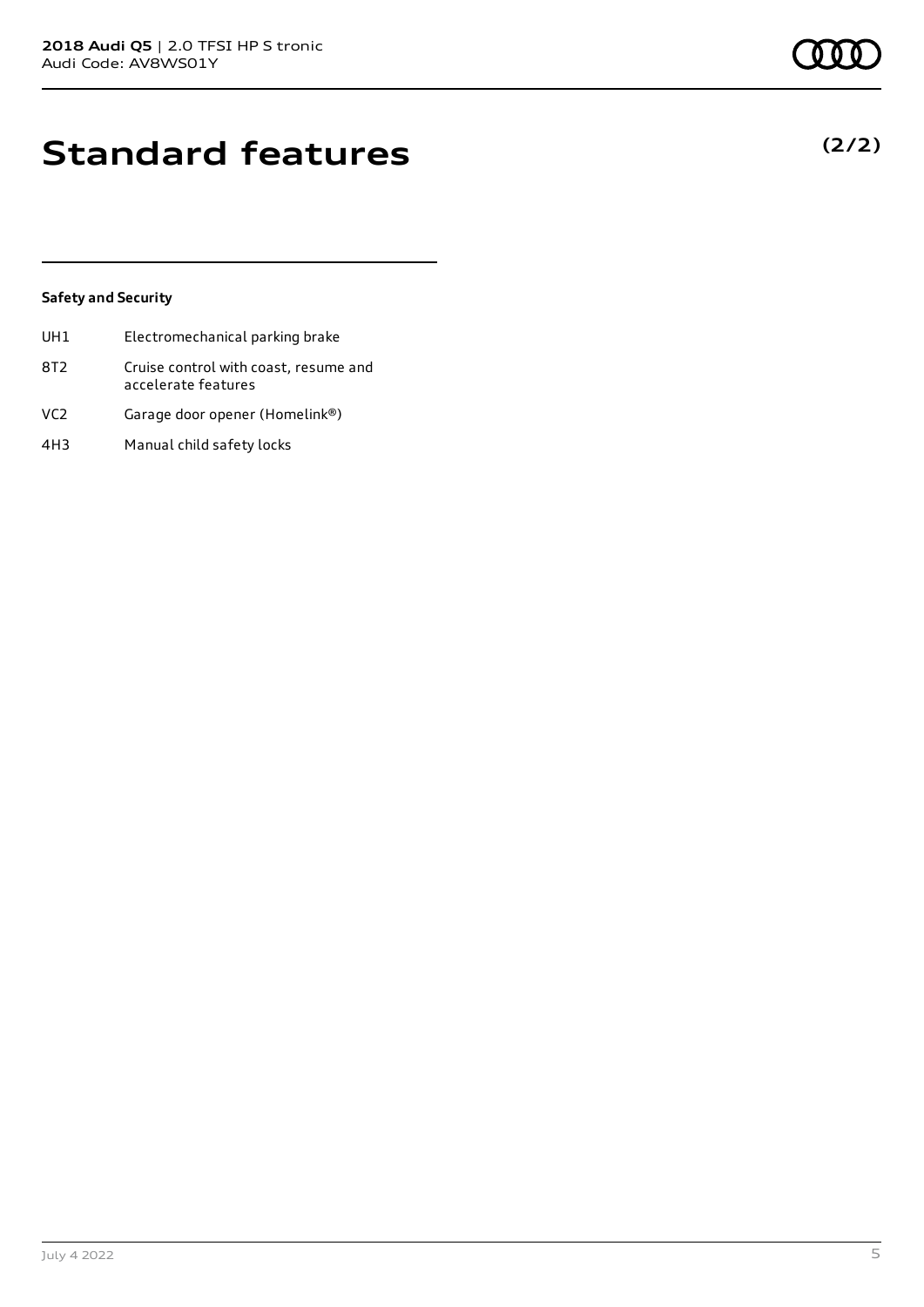# Standard features

**(2/2)**

### Safety and Security

| | |
|---|---|
| UH1 | Electromechanical parking brake |
| 8T2 | Cruise control with coast, resume and accelerate features |
| VC2 | Garage door opener (Homelink®) |
| 4H3 | Manual child safety locks |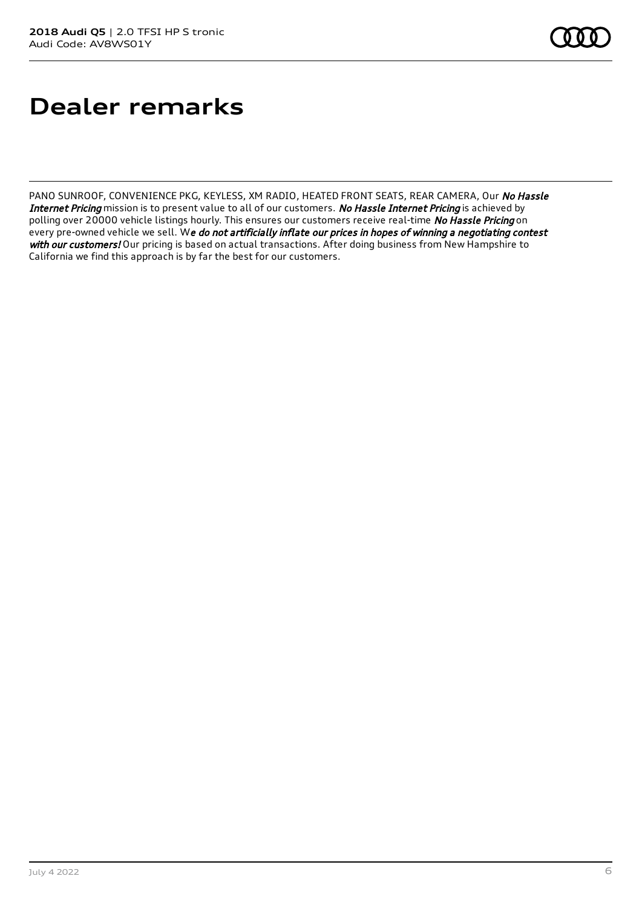# Dealer remarks

PANO SUNROOF, CONVENIENCE PKG, KEYLESS, XM RADIO, HEATED FRONT SEATS, REAR CAMERA, Our ***No Hassle Internet Pricing*** mission is to present value to all of our customers. ***No Hassle Internet Pricing*** is achieved by polling over 20000 vehicle listings hourly. This ensures our customers receive real-time ***No Hassle Pricing*** on every pre-owned vehicle we sell. W***e do not artificially inflate our prices in hopes of winning a negotiating contest with our customers!*** Our pricing is based on actual transactions. After doing business from New Hampshire to California we find this approach is by far the best for our customers.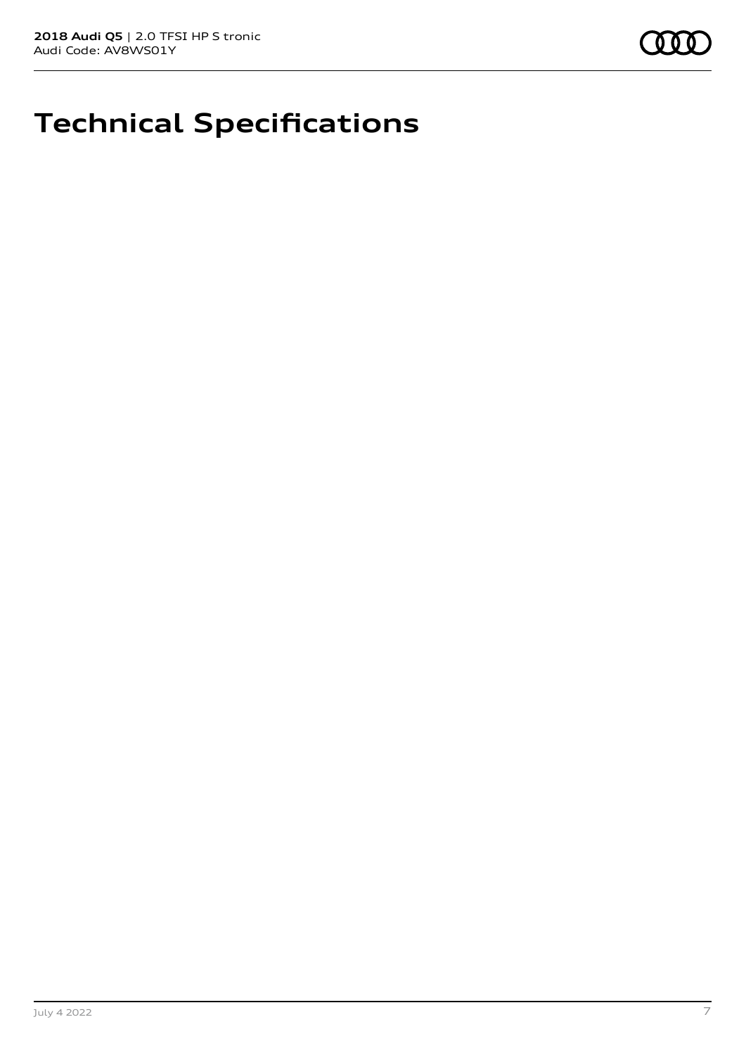# Technical Specifications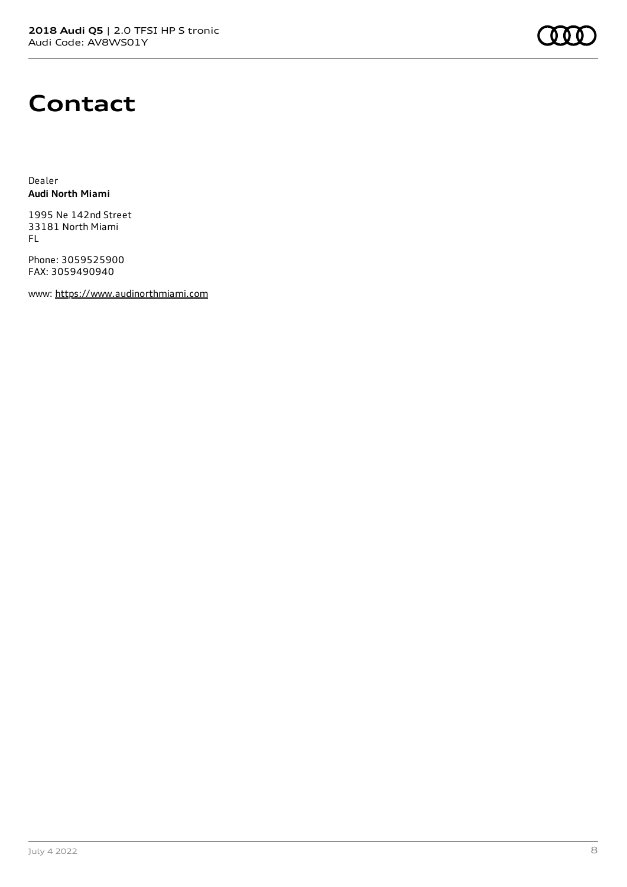# Contact

Dealer
**Audi North Miami**

1995 Ne 142nd Street
33181 North Miami
FL

Phone: 3059525900
FAX: 3059490940

www: https://www.audinorthmiami.com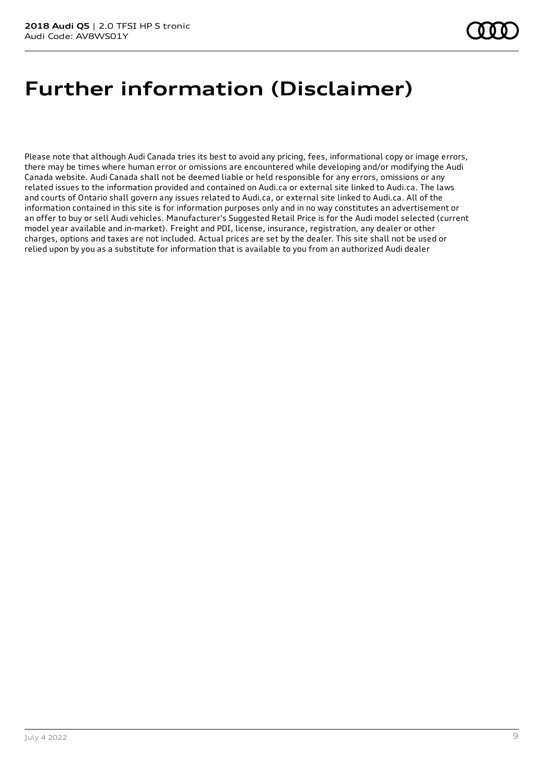# Further information (Disclaimer)

Please note that although Audi Canada tries its best to avoid any pricing, fees, informational copy or image errors, there may be times where human error or omissions are encountered while developing and/or modifying the Audi Canada website. Audi Canada shall not be deemed liable or held responsible for any errors, omissions or any related issues to the information provided and contained on Audi.ca or external site linked to Audi.ca. The laws and courts of Ontario shall govern any issues related to Audi.ca, or external site linked to Audi.ca. All of the information contained in this site is for information purposes only and in no way constitutes an advertisement or an offer to buy or sell Audi vehicles. Manufacturer's Suggested Retail Price is for the Audi model selected (current model year available and in-market). Freight and PDI, license, insurance, registration, any dealer or other charges, options and taxes are not included. Actual prices are set by the dealer. This site shall not be used or relied upon by you as a substitute for information that is available to you from an authorized Audi dealer